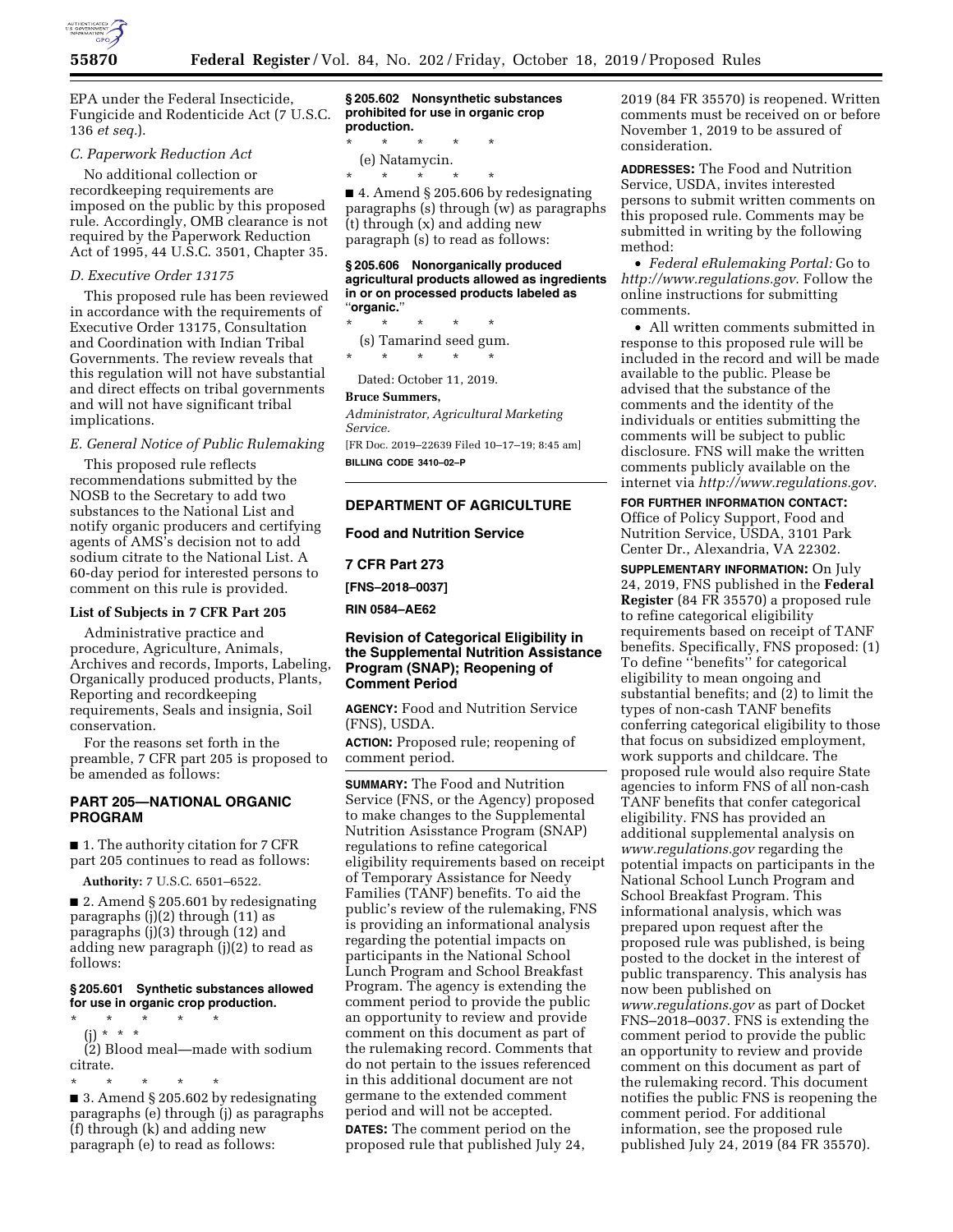EPA under the Federal Insecticide, Fungicide and Rodenticide Act (7 U.S.C. 136 *et seq.*).

### *C. Paperwork Reduction Act*

No additional collection or recordkeeping requirements are imposed on the public by this proposed rule. Accordingly, OMB clearance is not required by the Paperwork Reduction Act of 1995, 44 U.S.C. 3501, Chapter 35.

### *D. Executive Order 13175*

This proposed rule has been reviewed in accordance with the requirements of Executive Order 13175, Consultation and Coordination with Indian Tribal Governments. The review reveals that this regulation will not have substantial and direct effects on tribal governments and will not have significant tribal implications.

### *E. General Notice of Public Rulemaking*

This proposed rule reflects recommendations submitted by the NOSB to the Secretary to add two substances to the National List and notify organic producers and certifying agents of AMS's decision not to add sodium citrate to the National List. A 60-day period for interested persons to comment on this rule is provided.

**List of Subjects in 7 CFR Part 205**

Administrative practice and procedure, Agriculture, Animals, Archives and records, Imports, Labeling, Organically produced products, Plants, Reporting and recordkeeping requirements, Seals and insignia, Soil conservation.

For the reasons set forth in the preamble, 7 CFR part 205 is proposed to be amended as follows:

## PART 205—NATIONAL ORGANIC PROGRAM

■ 1. The authority citation for 7 CFR part 205 continues to read as follows:

**Authority:** 7 U.S.C. 6501–6522.

■ 2. Amend § 205.601 by redesignating paragraphs (j)(2) through (11) as paragraphs (j)(3) through (12) and adding new paragraph (j)(2) to read as follows:

**§ 205.601 Synthetic substances allowed for use in organic crop production.**

\* \* \* \* \*

(j) \* \* \*

(2) Blood meal—made with sodium citrate.

\* \* \* \* \*

■ 3. Amend § 205.602 by redesignating paragraphs (e) through (j) as paragraphs (f) through (k) and adding new paragraph (e) to read as follows:

**§ 205.602 Nonsynthetic substances prohibited for use in organic crop production.**

\* \* \* \* \*

(e) Natamycin.

\* \* \* \* \*

■ 4. Amend § 205.606 by redesignating paragraphs (s) through (w) as paragraphs (t) through (x) and adding new paragraph (s) to read as follows:

**§ 205.606 Nonorganically produced agricultural products allowed as ingredients in or on processed products labeled as "organic."**

\* \* \* \* \*

(s) Tamarind seed gum.

\* \* \* \* \*

Dated: October 11, 2019.

**Bruce Summers,**

*Administrator, Agricultural Marketing Service.*

[FR Doc. 2019–22639 Filed 10–17–19; 8:45 am]

**BILLING CODE 3410–02–P**

---

## DEPARTMENT OF AGRICULTURE

## Food and Nutrition Service

## 7 CFR Part 273

**[FNS–2018–0037]**

**RIN 0584–AE62**

## Revision of Categorical Eligibility in the Supplemental Nutrition Assistance Program (SNAP); Reopening of Comment Period

**AGENCY:** Food and Nutrition Service (FNS), USDA.

**ACTION:** Proposed rule; reopening of comment period.

**SUMMARY:** The Food and Nutrition Service (FNS, or the Agency) proposed to make changes to the Supplemental Nutrition Asisstance Program (SNAP) regulations to refine categorical eligibility requirements based on receipt of Temporary Assistance for Needy Families (TANF) benefits. To aid the public's review of the rulemaking, FNS is providing an informational analysis regarding the potential impacts on participants in the National School Lunch Program and School Breakfast Program. The agency is extending the comment period to provide the public an opportunity to review and provide comment on this document as part of the rulemaking record. Comments that do not pertain to the issues referenced in this additional document are not germane to the extended comment period and will not be accepted.

**DATES:** The comment period on the proposed rule that published July 24, 2019 (84 FR 35570) is reopened. Written comments must be received on or before November 1, 2019 to be assured of consideration.

**ADDRESSES:** The Food and Nutrition Service, USDA, invites interested persons to submit written comments on this proposed rule. Comments may be submitted in writing by the following method:

• *Federal eRulemaking Portal:* Go to *http://www.regulations.gov*. Follow the online instructions for submitting comments.

• All written comments submitted in response to this proposed rule will be included in the record and will be made available to the public. Please be advised that the substance of the comments and the identity of the individuals or entities submitting the comments will be subject to public disclosure. FNS will make the written comments publicly available on the internet via *http://www.regulations.gov*.

**FOR FURTHER INFORMATION CONTACT:** Office of Policy Support, Food and Nutrition Service, USDA, 3101 Park Center Dr., Alexandria, VA 22302.

**SUPPLEMENTARY INFORMATION:** On July 24, 2019, FNS published in the **Federal Register** (84 FR 35570) a proposed rule to refine categorical eligibility requirements based on receipt of TANF benefits. Specifically, FNS proposed: (1) To define "benefits" for categorical eligibility to mean ongoing and substantial benefits; and (2) to limit the types of non-cash TANF benefits conferring categorical eligibility to those that focus on subsidized employment, work supports and childcare. The proposed rule would also require State agencies to inform FNS of all non-cash TANF benefits that confer categorical eligibility. FNS has provided an additional supplemental analysis on *www.regulations.gov* regarding the potential impacts on participants in the National School Lunch Program and School Breakfast Program. This informational analysis, which was prepared upon request after the proposed rule was published, is being posted to the docket in the interest of public transparency. This analysis has now been published on *www.regulations.gov* as part of Docket FNS–2018–0037. FNS is extending the comment period to provide the public an opportunity to review and provide comment on this document as part of the rulemaking record. This document notifies the public FNS is reopening the comment period. For additional information, see the proposed rule published July 24, 2019 (84 FR 35570).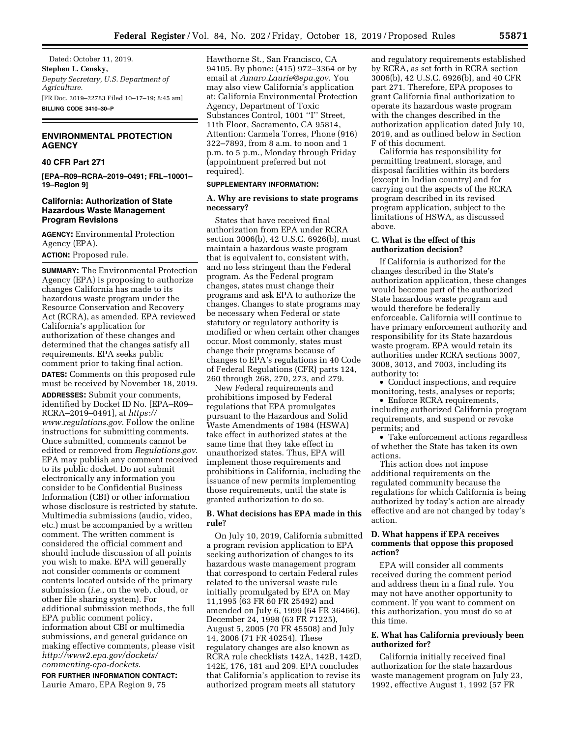Dated: October 11, 2019.

**Stephen L. Censky,**

*Deputy Secretary, U.S. Department of Agriculture.*

[FR Doc. 2019–22783 Filed 10–17–19; 8:45 am]

**BILLING CODE 3410–30–P**

## ENVIRONMENTAL PROTECTION AGENCY

### 40 CFR Part 271

**[EPA–R09–RCRA–2019–0491; FRL–10001–19–Region 9]**

### California: Authorization of State Hazardous Waste Management Program Revisions

**AGENCY:** Environmental Protection Agency (EPA).

**ACTION:** Proposed rule.

**SUMMARY:** The Environmental Protection Agency (EPA) is proposing to authorize changes California has made to its hazardous waste program under the Resource Conservation and Recovery Act (RCRA), as amended. EPA reviewed California's application for authorization of these changes and determined that the changes satisfy all requirements. EPA seeks public comment prior to taking final action.

**DATES:** Comments on this proposed rule must be received by November 18, 2019.

**ADDRESSES:** Submit your comments, identified by Docket ID No. [EPA–R09–RCRA–2019–0491], at *https://www.regulations.gov*. Follow the online instructions for submitting comments. Once submitted, comments cannot be edited or removed from *Regulations.gov*. EPA may publish any comment received to its public docket. Do not submit electronically any information you consider to be Confidential Business Information (CBI) or other information whose disclosure is restricted by statute. Multimedia submissions (audio, video, etc.) must be accompanied by a written comment. The written comment is considered the official comment and should include discussion of all points you wish to make. EPA will generally not consider comments or comment contents located outside of the primary submission (*i.e.,* on the web, cloud, or other file sharing system). For additional submission methods, the full EPA public comment policy, information about CBI or multimedia submissions, and general guidance on making effective comments, please visit *http://www2.epa.gov/dockets/commenting-epa-dockets*.

**FOR FURTHER INFORMATION CONTACT:** Laurie Amaro, EPA Region 9, 75 Hawthorne St., San Francisco, CA 94105. By phone: (415) 972–3364 or by email at *Amaro.Laurie@epa.gov*. You may also view California's application at: California Environmental Protection Agency, Department of Toxic Substances Control, 1001 ''I'' Street, 11th Floor, Sacramento, CA 95814, Attention: Carmela Torres, Phone (916) 322–7893, from 8 a.m. to noon and 1 p.m. to 5 p.m., Monday through Friday (appointment preferred but not required).

**SUPPLEMENTARY INFORMATION:**

#### A. Why are revisions to state programs necessary?

States that have received final authorization from EPA under RCRA section 3006(b), 42 U.S.C. 6926(b), must maintain a hazardous waste program that is equivalent to, consistent with, and no less stringent than the Federal program. As the Federal program changes, states must change their programs and ask EPA to authorize the changes. Changes to state programs may be necessary when Federal or state statutory or regulatory authority is modified or when certain other changes occur. Most commonly, states must change their programs because of changes to EPA's regulations in 40 Code of Federal Regulations (CFR) parts 124, 260 through 268, 270, 273, and 279.

New Federal requirements and prohibitions imposed by Federal regulations that EPA promulgates pursuant to the Hazardous and Solid Waste Amendments of 1984 (HSWA) take effect in authorized states at the same time that they take effect in unauthorized states. Thus, EPA will implement those requirements and prohibitions in California, including the issuance of new permits implementing those requirements, until the state is granted authorization to do so.

#### B. What decisions has EPA made in this rule?

On July 10, 2019, California submitted a program revision application to EPA seeking authorization of changes to its hazardous waste management program that correspond to certain Federal rules related to the universal waste rule initially promulgated by EPA on May 11,1995 (63 FR 60 FR 25492) and amended on July 6, 1999 (64 FR 36466), December 24, 1998 (63 FR 71225), August 5, 2005 (70 FR 45508) and July 14, 2006 (71 FR 40254). These regulatory changes are also known as RCRA rule checklists 142A, 142B, 142D, 142E, 176, 181 and 209. EPA concludes that California's application to revise its authorized program meets all statutory and regulatory requirements established by RCRA, as set forth in RCRA section 3006(b), 42 U.S.C. 6926(b), and 40 CFR part 271. Therefore, EPA proposes to grant California final authorization to operate its hazardous waste program with the changes described in the authorization application dated July 10, 2019, and as outlined below in Section F of this document.

California has responsibility for permitting treatment, storage, and disposal facilities within its borders (except in Indian country) and for carrying out the aspects of the RCRA program described in its revised program application, subject to the limitations of HSWA, as discussed above.

#### C. What is the effect of this authorization decision?

If California is authorized for the changes described in the State's authorization application, these changes would become part of the authorized State hazardous waste program and would therefore be federally enforceable. California will continue to have primary enforcement authority and responsibility for its State hazardous waste program. EPA would retain its authorities under RCRA sections 3007, 3008, 3013, and 7003, including its authority to:

- Conduct inspections, and require monitoring, tests, analyses or reports;
- Enforce RCRA requirements, including authorized California program requirements, and suspend or revoke permits; and
- Take enforcement actions regardless of whether the State has taken its own actions.

This action does not impose additional requirements on the regulated community because the regulations for which California is being authorized by today's action are already effective and are not changed by today's action.

#### D. What happens if EPA receives comments that oppose this proposed action?

EPA will consider all comments received during the comment period and address them in a final rule. You may not have another opportunity to comment. If you want to comment on this authorization, you must do so at this time.

#### E. What has California previously been authorized for?

California initially received final authorization for the state hazardous waste management program on July 23, 1992, effective August 1, 1992 (57 FR